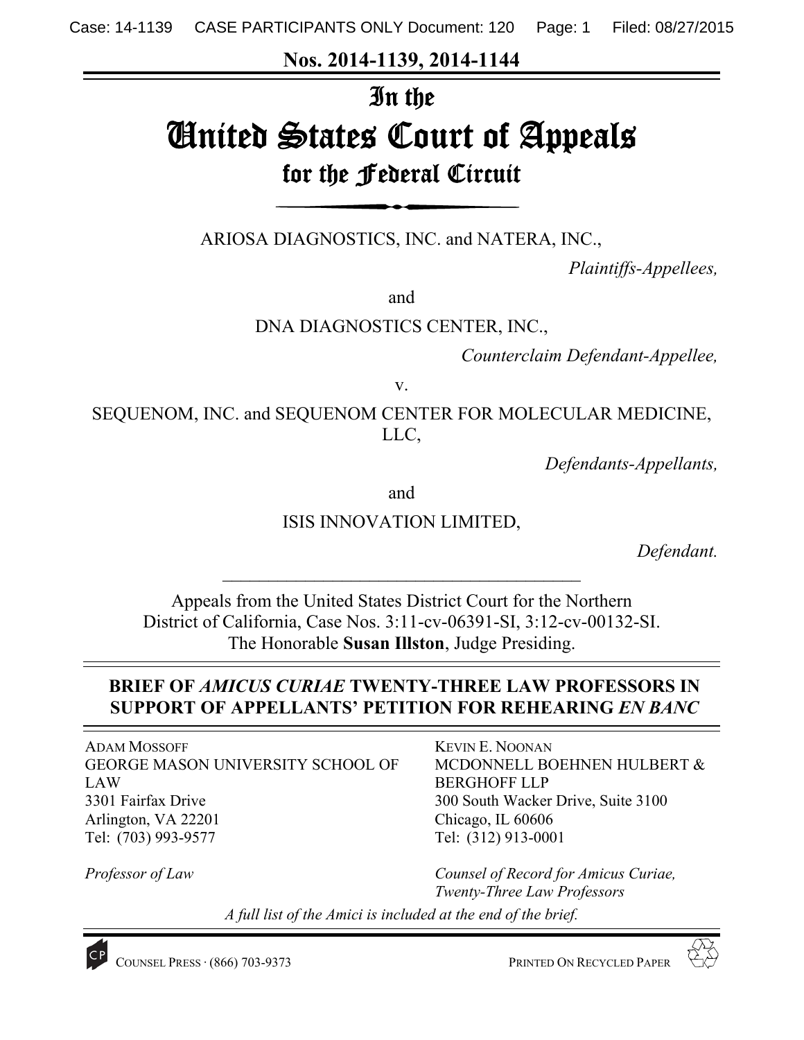**Nos. 2014-1139, 2014-1144**

# In the United States Court of Appeals for the Federal Circuit

ARIOSA DIAGNOSTICS, INC. and NATERA, INC.,

*Plaintiffs-Appellees,*

and

DNA DIAGNOSTICS CENTER, INC.,

*Counterclaim Defendant-Appellee,*

v.

SEQUENOM, INC. and SEQUENOM CENTER FOR MOLECULAR MEDICINE, LLC,

*Defendants-Appellants,*

and

ISIS INNOVATION LIMITED,

*Defendant.*

Appeals from the United States District Court for the Northern District of California, Case Nos. 3:11-cv-06391-SI, 3:12-cv-00132-SI. The Honorable **Susan Illston**, Judge Presiding.

## BRIEF OF *AMICUS CURIAE* TWENTY-THREE LAW PROFESSORS IN SUPPORT OF APPELLANTS' PETITION FOR REHEARING *EN BANC*

ADAM MOSSOFF
GEORGE MASON UNIVERSITY SCHOOL OF LAW
3301 Fairfax Drive
Arlington, VA 22201
Tel: (703) 993-9577

*Professor of Law*

KEVIN E. NOONAN
MCDONNELL BOEHNEN HULBERT & BERGHOFF LLP
300 South Wacker Drive, Suite 3100
Chicago, IL 60606
Tel: (312) 913-0001

*Counsel of Record for Amicus Curiae, Twenty-Three Law Professors*

*A full list of the Amici is included at the end of the brief.*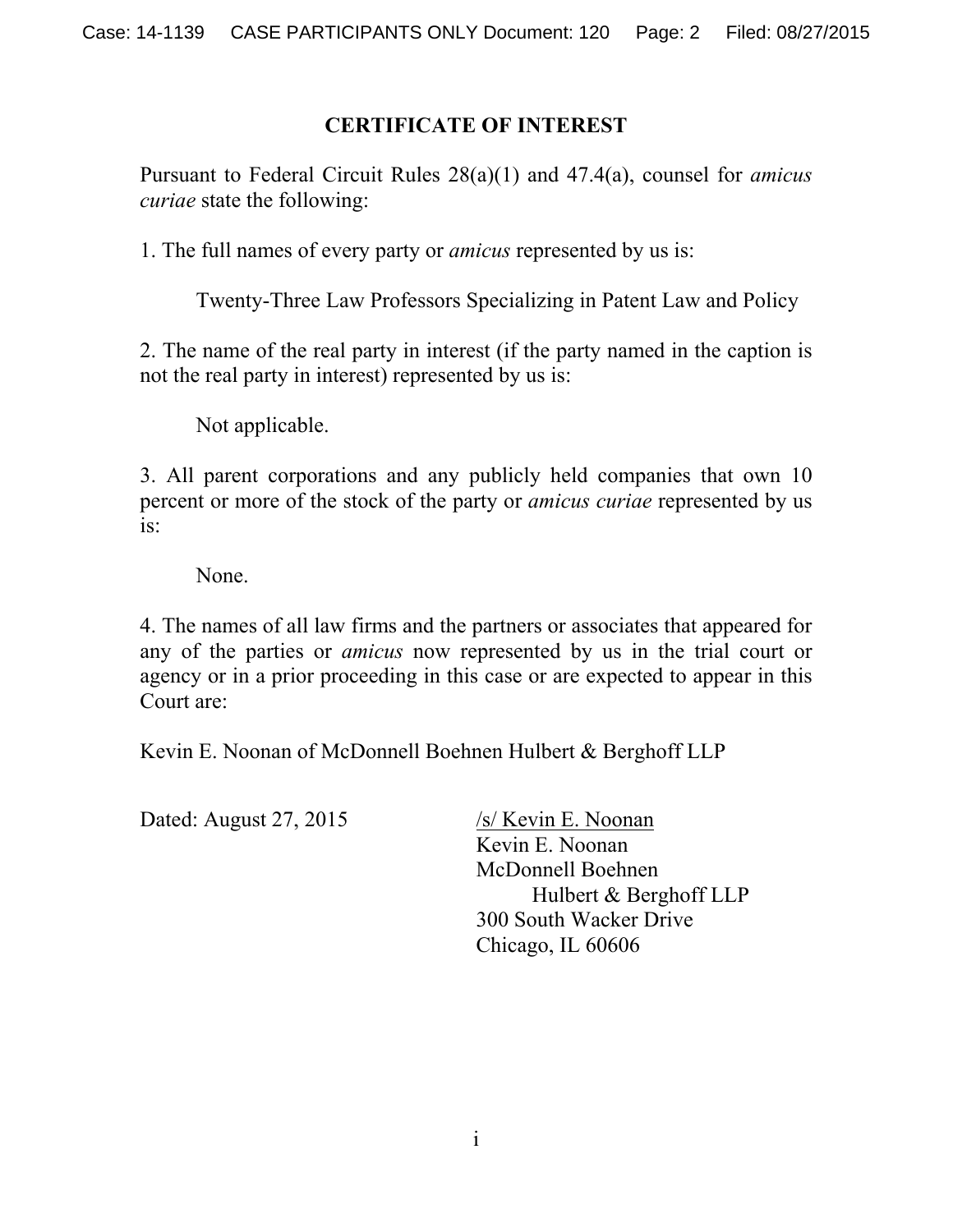# CERTIFICATE OF INTEREST

Pursuant to Federal Circuit Rules 28(a)(1) and 47.4(a), counsel for *amicus curiae* state the following:

1. The full names of every party or *amicus* represented by us is:

    Twenty-Three Law Professors Specializing in Patent Law and Policy

2. The name of the real party in interest (if the party named in the caption is not the real party in interest) represented by us is:

    Not applicable.

3. All parent corporations and any publicly held companies that own 10 percent or more of the stock of the party or *amicus curiae* represented by us is:

    None.

4. The names of all law firms and the partners or associates that appeared for any of the parties or *amicus* now represented by us in the trial court or agency or in a prior proceeding in this case or are expected to appear in this Court are:

Kevin E. Noonan of McDonnell Boehnen Hulbert & Berghoff LLP

Dated: August 27, 2015

/s/ Kevin E. Noonan
Kevin E. Noonan
McDonnell Boehnen
Hulbert & Berghoff LLP
300 South Wacker Drive
Chicago, IL 60606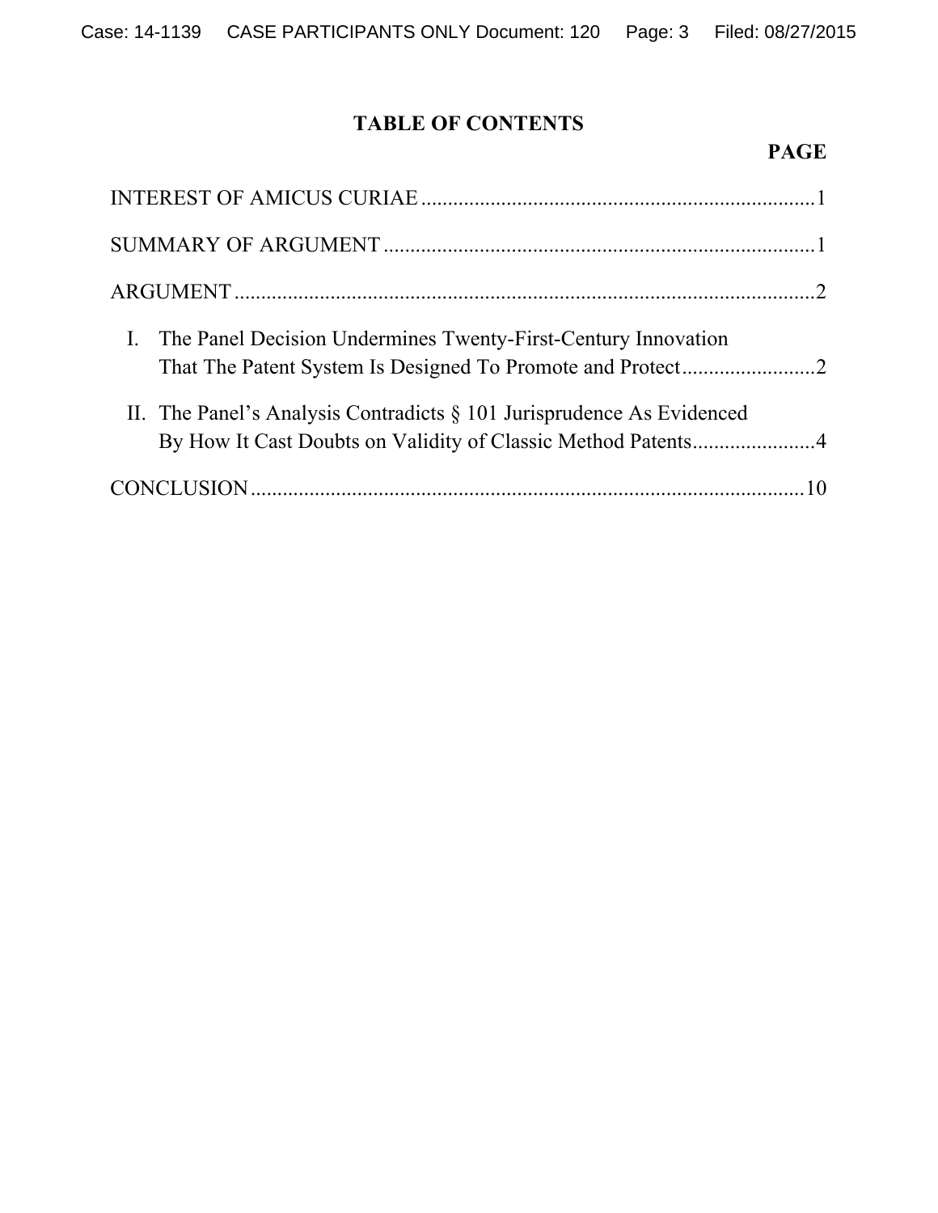# TABLE OF CONTENTS

**PAGE**

INTEREST OF AMICUS CURIAE ........................................................................ 1

SUMMARY OF ARGUMENT ................................................................................ 1

ARGUMENT ........................................................................................................... 2

I. The Panel Decision Undermines Twenty-First-Century Innovation That The Patent System Is Designed To Promote and Protect ......................... 2

II. The Panel's Analysis Contradicts § 101 Jurisprudence As Evidenced By How It Cast Doubts on Validity of Classic Method Patents ....................... 4

CONCLUSION ...................................................................................................... 10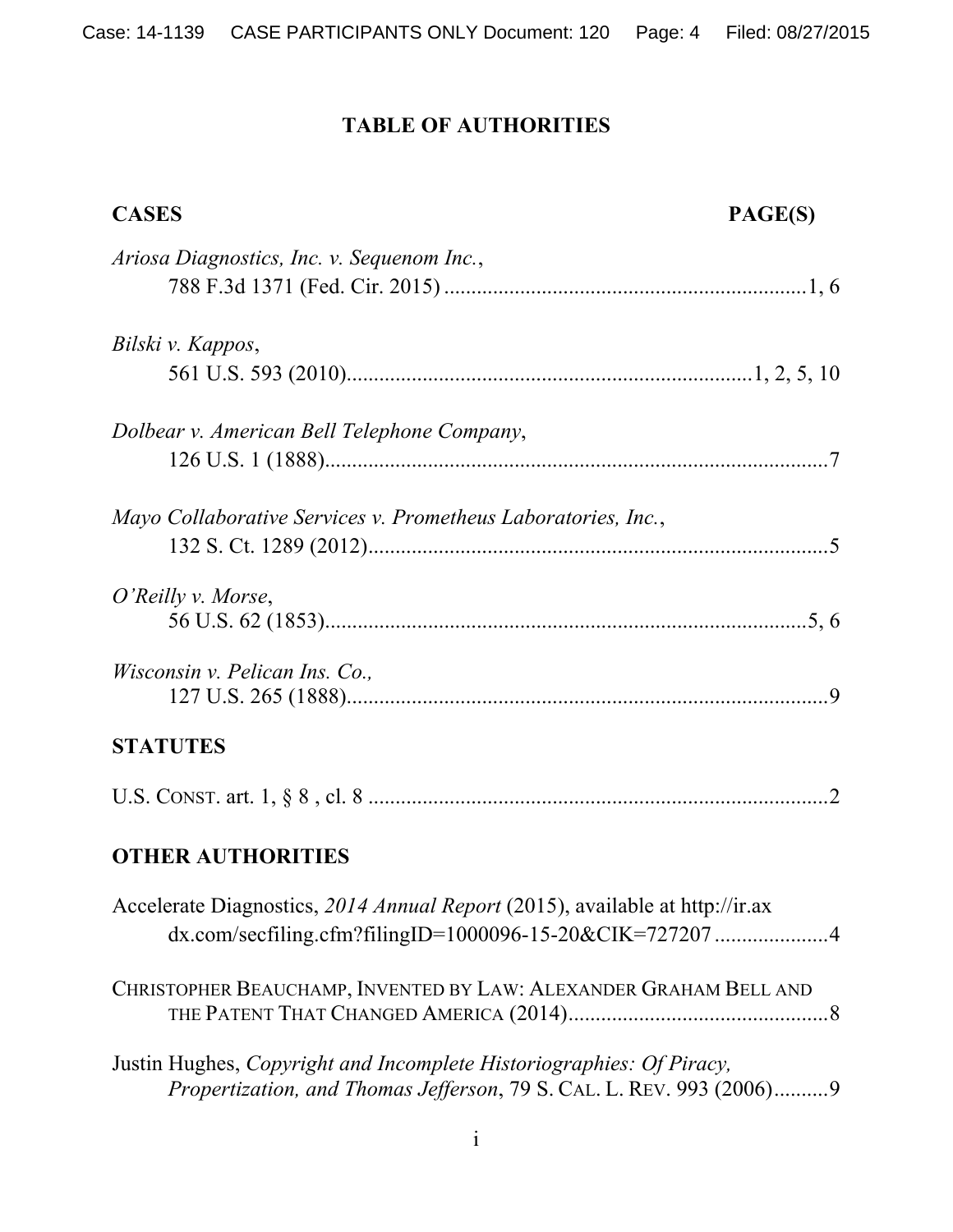# TABLE OF AUTHORITIES

**CASES** **PAGE(S)**

*Ariosa Diagnostics, Inc. v. Sequenom Inc.*,
788 F.3d 1371 (Fed. Cir. 2015) ....................................................................1, 6

*Bilski v. Kappos*,
561 U.S. 593 (2010)...........................................................................1, 2, 5, 10

*Dolbear v. American Bell Telephone Company*,
126 U.S. 1 (1888)..............................................................................................7

*Mayo Collaborative Services v. Prometheus Laboratories, Inc.*,
132 S. Ct. 1289 (2012)......................................................................................5

*O'Reilly v. Morse*,
56 U.S. 62 (1853)..........................................................................................5, 6

*Wisconsin v. Pelican Ins. Co.,*
127 U.S. 265 (1888)..........................................................................................9

**STATUTES**

U.S. CONST. art. 1, § 8 , cl. 8 .....................................................................................2

**OTHER AUTHORITIES**

Accelerate Diagnostics, *2014 Annual Report* (2015), available at http://ir.axdx.com/secfiling.cfm?filingID=1000096-15-20&CIK=727207 .....................4

CHRISTOPHER BEAUCHAMP, INVENTED BY LAW: ALEXANDER GRAHAM BELL AND THE PATENT THAT CHANGED AMERICA (2014)................................................8

Justin Hughes, *Copyright and Incomplete Historiographies: Of Piracy, Propertization, and Thomas Jefferson*, 79 S. CAL. L. REV. 993 (2006)..........9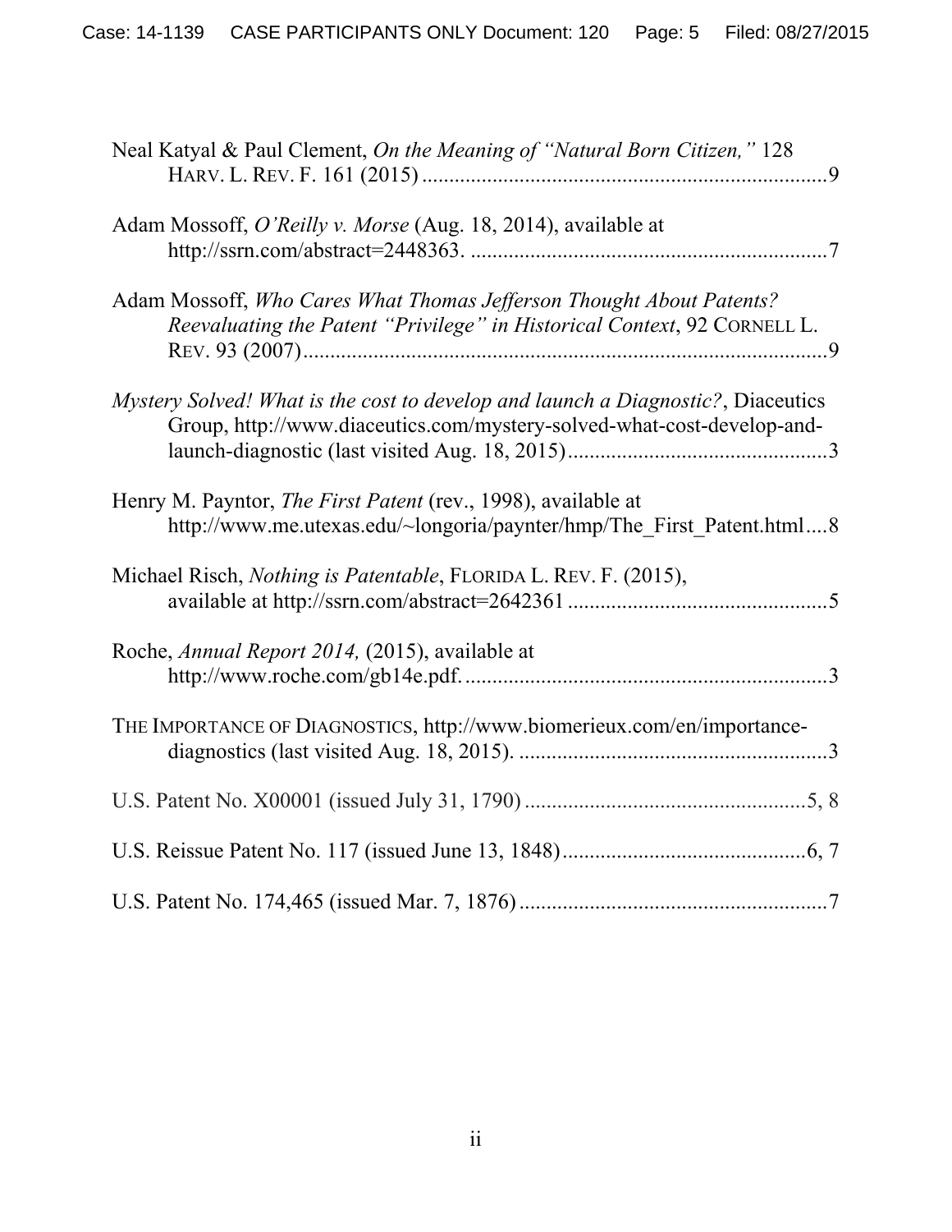Neal Katyal & Paul Clement, *On the Meaning of "Natural Born Citizen,"* 128 HARV. L. REV. F. 161 (2015) ..........................................................................9

Adam Mossoff, *O'Reilly v. Morse* (Aug. 18, 2014), available at http://ssrn.com/abstract=2448363. .................................................................7

Adam Mossoff, *Who Cares What Thomas Jefferson Thought About Patents? Reevaluating the Patent "Privilege" in Historical Context*, 92 CORNELL L. REV. 93 (2007)................................................................................................9

*Mystery Solved! What is the cost to develop and launch a Diagnostic?*, Diaceutics Group, http://www.diaceutics.com/mystery-solved-what-cost-develop-and-launch-diagnostic (last visited Aug. 18, 2015)................................................3

Henry M. Payntor, *The First Patent* (rev., 1998), available at http://www.me.utexas.edu/~longoria/paynter/hmp/The_First_Patent.html....8

Michael Risch, *Nothing is Patentable*, FLORIDA L. REV. F. (2015), available at http://ssrn.com/abstract=2642361 ................................................5

Roche, *Annual Report 2014,* (2015), available at http://www.roche.com/gb14e.pdf...................................................................3

THE IMPORTANCE OF DIAGNOSTICS, http://www.biomerieux.com/en/importance-diagnostics (last visited Aug. 18, 2015). .........................................................3

U.S. Patent No. X00001 (issued July 31, 1790) ....................................................5, 8

U.S. Reissue Patent No. 117 (issued June 13, 1848).............................................6, 7

U.S. Patent No. 174,465 (issued Mar. 7, 1876) ........................................................7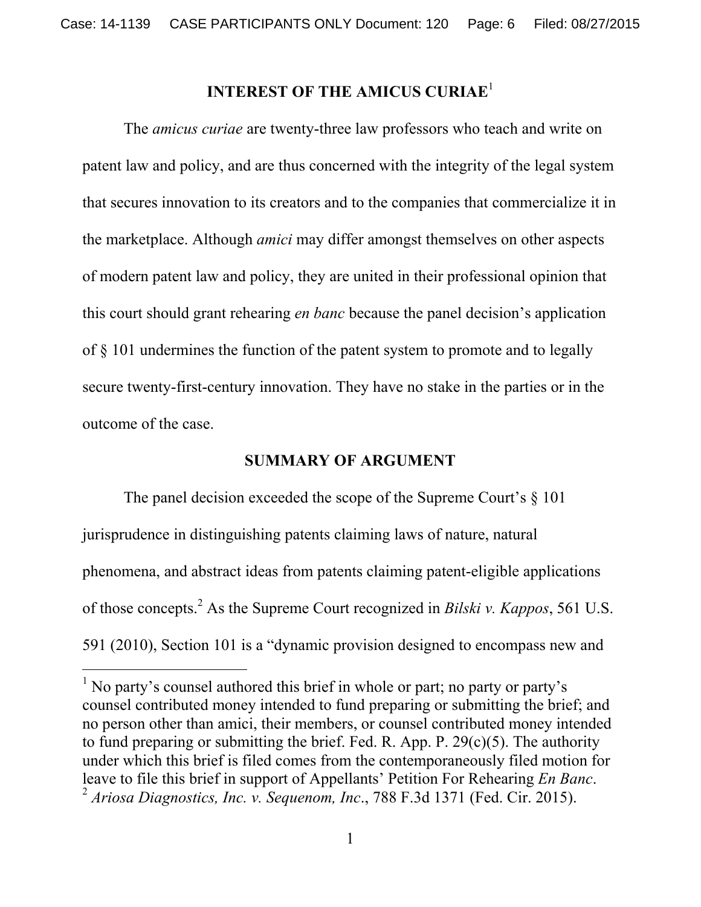## INTEREST OF THE AMICUS CURIAE[1]

The *amicus curiae* are twenty-three law professors who teach and write on patent law and policy, and are thus concerned with the integrity of the legal system that secures innovation to its creators and to the companies that commercialize it in the marketplace. Although *amici* may differ amongst themselves on other aspects of modern patent law and policy, they are united in their professional opinion that this court should grant rehearing *en banc* because the panel decision's application of § 101 undermines the function of the patent system to promote and to legally secure twenty-first-century innovation. They have no stake in the parties or in the outcome of the case.

## SUMMARY OF ARGUMENT

The panel decision exceeded the scope of the Supreme Court's § 101 jurisprudence in distinguishing patents claiming laws of nature, natural phenomena, and abstract ideas from patents claiming patent-eligible applications of those concepts.[2] As the Supreme Court recognized in *Bilski v. Kappos*, 561 U.S. 591 (2010), Section 101 is a "dynamic provision designed to encompass new and

---

[1] No party's counsel authored this brief in whole or part; no party or party's counsel contributed money intended to fund preparing or submitting the brief; and no person other than amici, their members, or counsel contributed money intended to fund preparing or submitting the brief. Fed. R. App. P. 29(c)(5). The authority under which this brief is filed comes from the contemporaneously filed motion for leave to file this brief in support of Appellants' Petition For Rehearing *En Banc*.

[2] *Ariosa Diagnostics, Inc. v. Sequenom, Inc*., 788 F.3d 1371 (Fed. Cir. 2015).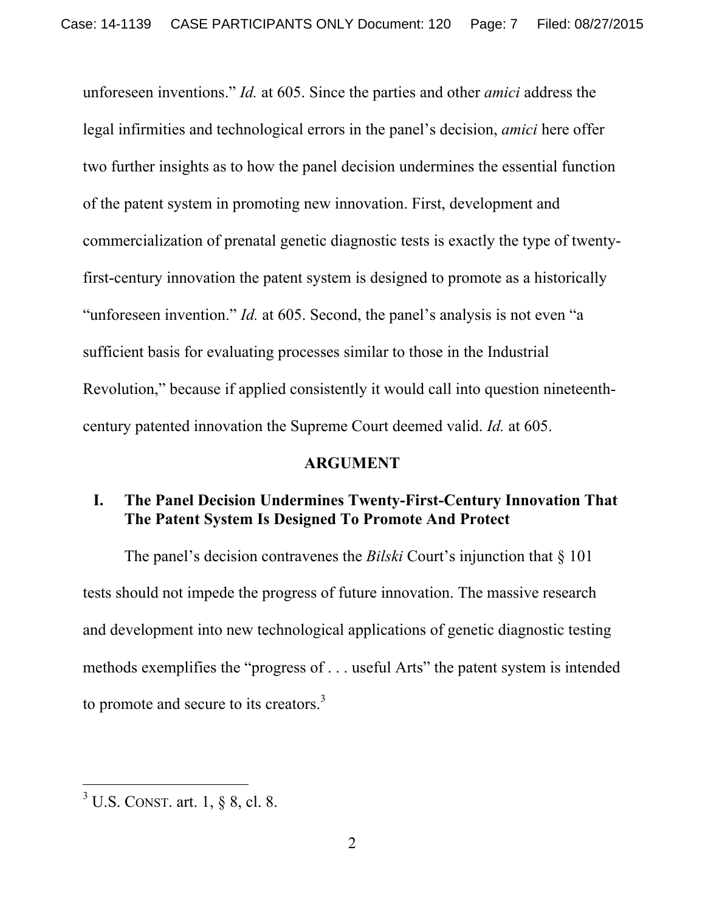unforeseen inventions." *Id.* at 605. Since the parties and other *amici* address the legal infirmities and technological errors in the panel's decision, *amici* here offer two further insights as to how the panel decision undermines the essential function of the patent system in promoting new innovation. First, development and commercialization of prenatal genetic diagnostic tests is exactly the type of twenty-first-century innovation the patent system is designed to promote as a historically "unforeseen invention." *Id.* at 605. Second, the panel's analysis is not even "a sufficient basis for evaluating processes similar to those in the Industrial Revolution," because if applied consistently it would call into question nineteenth-century patented innovation the Supreme Court deemed valid. *Id.* at 605.

## ARGUMENT

### I. The Panel Decision Undermines Twenty-First-Century Innovation That The Patent System Is Designed To Promote And Protect

The panel's decision contravenes the *Bilski* Court's injunction that § 101 tests should not impede the progress of future innovation. The massive research and development into new technological applications of genetic diagnostic testing methods exemplifies the "progress of . . . useful Arts" the patent system is intended to promote and secure to its creators.[3]

---

[3] U.S. CONST. art. 1, § 8, cl. 8.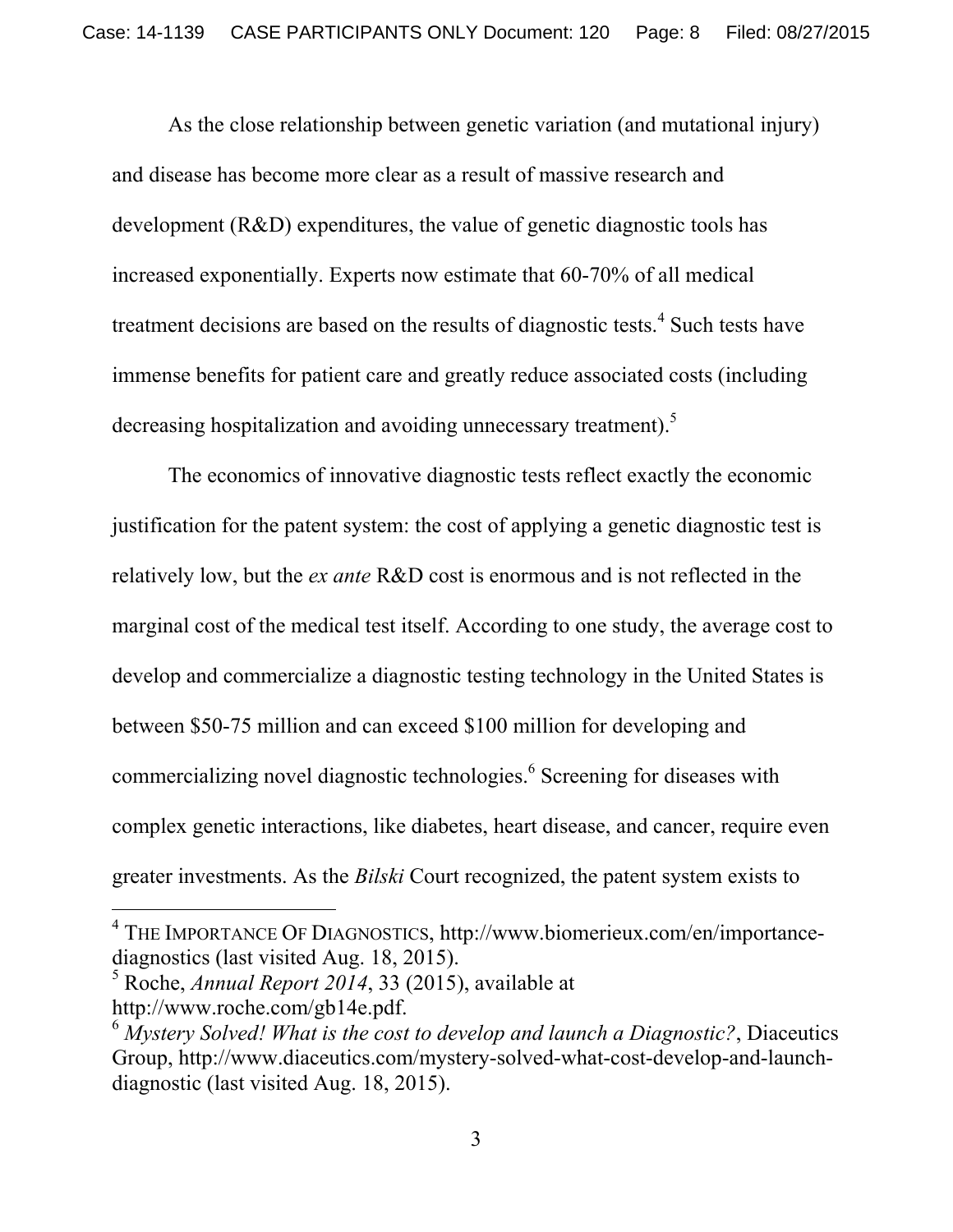As the close relationship between genetic variation (and mutational injury) and disease has become more clear as a result of massive research and development (R&D) expenditures, the value of genetic diagnostic tools has increased exponentially. Experts now estimate that 60-70% of all medical treatment decisions are based on the results of diagnostic tests.[4] Such tests have immense benefits for patient care and greatly reduce associated costs (including decreasing hospitalization and avoiding unnecessary treatment).[5]

The economics of innovative diagnostic tests reflect exactly the economic justification for the patent system: the cost of applying a genetic diagnostic test is relatively low, but the *ex ante* R&D cost is enormous and is not reflected in the marginal cost of the medical test itself. According to one study, the average cost to develop and commercialize a diagnostic testing technology in the United States is between $50-75 million and can exceed $100 million for developing and commercializing novel diagnostic technologies.[6] Screening for diseases with complex genetic interactions, like diabetes, heart disease, and cancer, require even greater investments. As the *Bilski* Court recognized, the patent system exists to

---

[4] THE IMPORTANCE OF DIAGNOSTICS, http://www.biomerieux.com/en/importance-diagnostics (last visited Aug. 18, 2015).

[5] Roche, *Annual Report 2014*, 33 (2015), available at http://www.roche.com/gb14e.pdf.

[6] *Mystery Solved! What is the cost to develop and launch a Diagnostic?*, Diaceutics Group, http://www.diaceutics.com/mystery-solved-what-cost-develop-and-launch-diagnostic (last visited Aug. 18, 2015).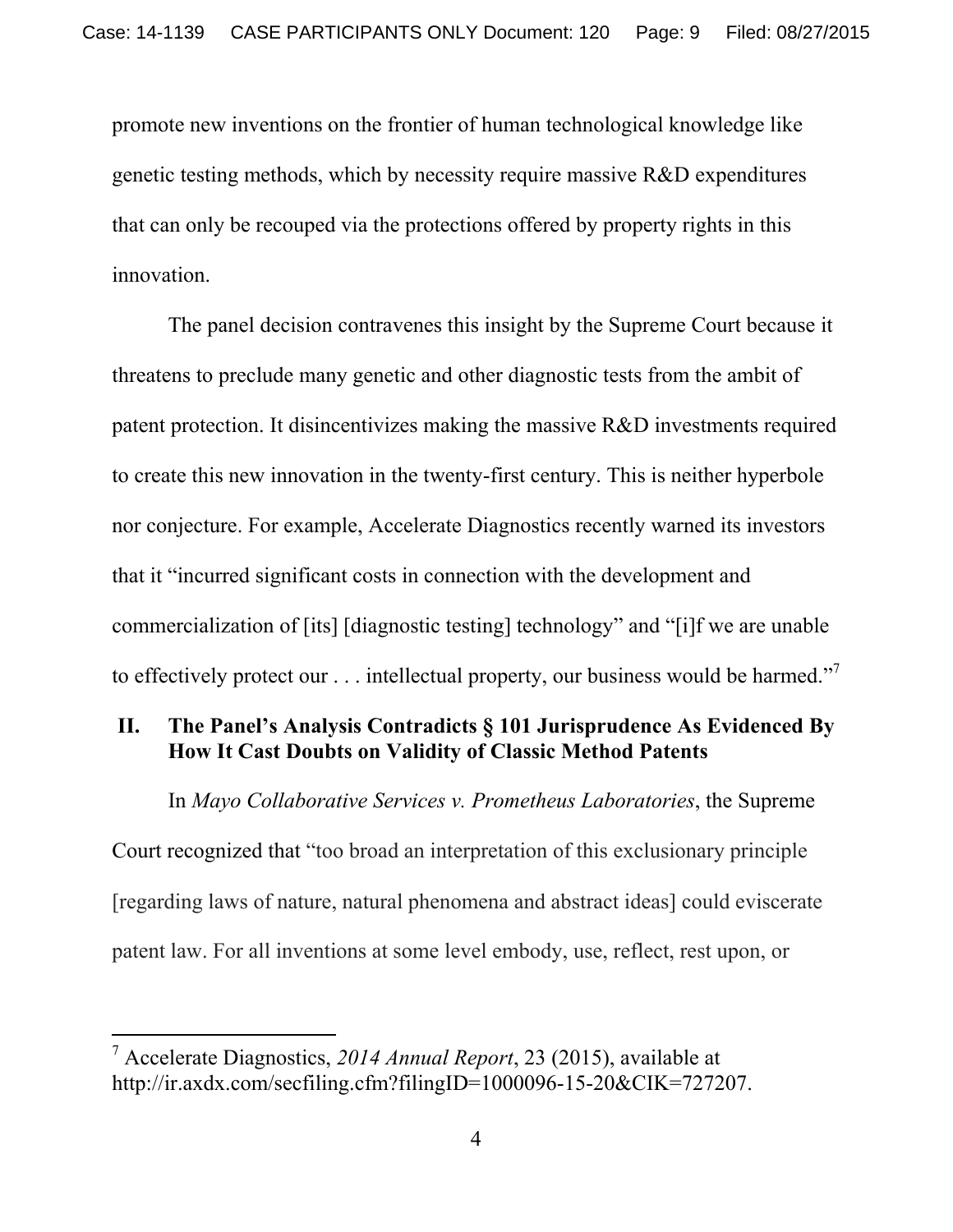promote new inventions on the frontier of human technological knowledge like genetic testing methods, which by necessity require massive R&D expenditures that can only be recouped via the protections offered by property rights in this innovation.

The panel decision contravenes this insight by the Supreme Court because it threatens to preclude many genetic and other diagnostic tests from the ambit of patent protection. It disincentivizes making the massive R&D investments required to create this new innovation in the twenty-first century. This is neither hyperbole nor conjecture. For example, Accelerate Diagnostics recently warned its investors that it "incurred significant costs in connection with the development and commercialization of [its] [diagnostic testing] technology" and "[i]f we are unable to effectively protect our . . . intellectual property, our business would be harmed."[7]

## II. The Panel's Analysis Contradicts § 101 Jurisprudence As Evidenced By How It Cast Doubts on Validity of Classic Method Patents

In *Mayo Collaborative Services v. Prometheus Laboratories*, the Supreme Court recognized that "too broad an interpretation of this exclusionary principle [regarding laws of nature, natural phenomena and abstract ideas] could eviscerate patent law. For all inventions at some level embody, use, reflect, rest upon, or

---

[7] Accelerate Diagnostics, *2014 Annual Report*, 23 (2015), available at http://ir.axdx.com/secfiling.cfm?filingID=1000096-15-20&CIK=727207.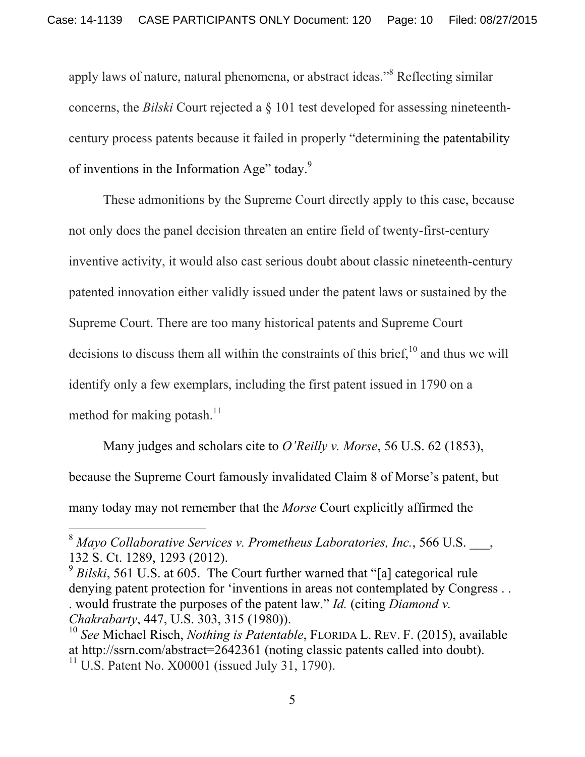apply laws of nature, natural phenomena, or abstract ideas."[8] Reflecting similar concerns, the *Bilski* Court rejected a § 101 test developed for assessing nineteenth-century process patents because it failed in properly "determining the patentability of inventions in the Information Age" today.[9]

These admonitions by the Supreme Court directly apply to this case, because not only does the panel decision threaten an entire field of twenty-first-century inventive activity, it would also cast serious doubt about classic nineteenth-century patented innovation either validly issued under the patent laws or sustained by the Supreme Court. There are too many historical patents and Supreme Court decisions to discuss them all within the constraints of this brief,[10] and thus we will identify only a few exemplars, including the first patent issued in 1790 on a method for making potash.[11]

Many judges and scholars cite to *O'Reilly v. Morse*, 56 U.S. 62 (1853), because the Supreme Court famously invalidated Claim 8 of Morse's patent, but many today may not remember that the *Morse* Court explicitly affirmed the

---

[8] *Mayo Collaborative Services v. Prometheus Laboratories, Inc.*, 566 U.S. ___, 132 S. Ct. 1289, 1293 (2012).

[9] *Bilski*, 561 U.S. at 605. The Court further warned that "[a] categorical rule denying patent protection for 'inventions in areas not contemplated by Congress . . . would frustrate the purposes of the patent law." *Id.* (citing *Diamond v. Chakrabarty*, 447, U.S. 303, 315 (1980)).

[10] *See* Michael Risch, *Nothing is Patentable*, FLORIDA L. REV. F. (2015), available at http://ssrn.com/abstract=2642361 (noting classic patents called into doubt).

[11] U.S. Patent No. X00001 (issued July 31, 1790).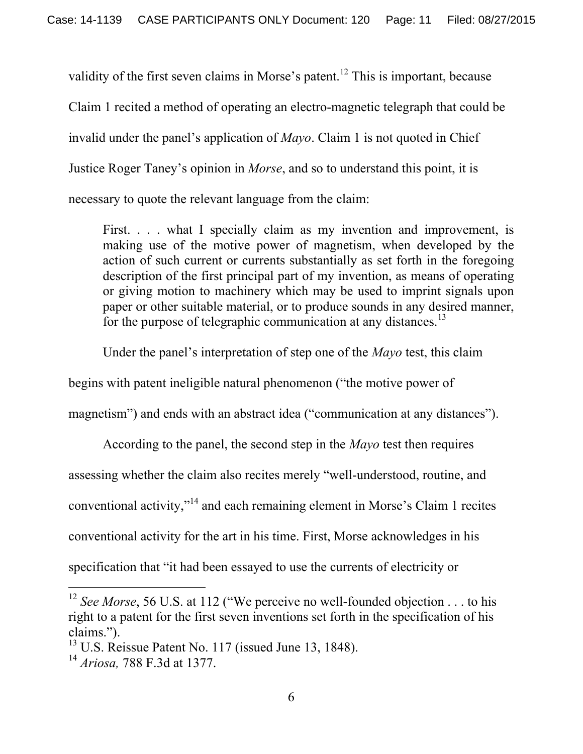validity of the first seven claims in Morse's patent.[12] This is important, because Claim 1 recited a method of operating an electro-magnetic telegraph that could be invalid under the panel's application of *Mayo*. Claim 1 is not quoted in Chief Justice Roger Taney's opinion in *Morse*, and so to understand this point, it is necessary to quote the relevant language from the claim:

> First. . . . what I specially claim as my invention and improvement, is making use of the motive power of magnetism, when developed by the action of such current or currents substantially as set forth in the foregoing description of the first principal part of my invention, as means of operating or giving motion to machinery which may be used to imprint signals upon paper or other suitable material, or to produce sounds in any desired manner, for the purpose of telegraphic communication at any distances.[13]

Under the panel's interpretation of step one of the *Mayo* test, this claim begins with patent ineligible natural phenomenon ("the motive power of magnetism") and ends with an abstract idea ("communication at any distances").

According to the panel, the second step in the *Mayo* test then requires assessing whether the claim also recites merely "well-understood, routine, and conventional activity,"[14] and each remaining element in Morse's Claim 1 recites conventional activity for the art in his time. First, Morse acknowledges in his specification that "it had been essayed to use the currents of electricity or

---

[12] *See Morse*, 56 U.S. at 112 ("We perceive no well-founded objection . . . to his right to a patent for the first seven inventions set forth in the specification of his claims.").

[13] U.S. Reissue Patent No. 117 (issued June 13, 1848).

[14] *Ariosa,* 788 F.3d at 1377.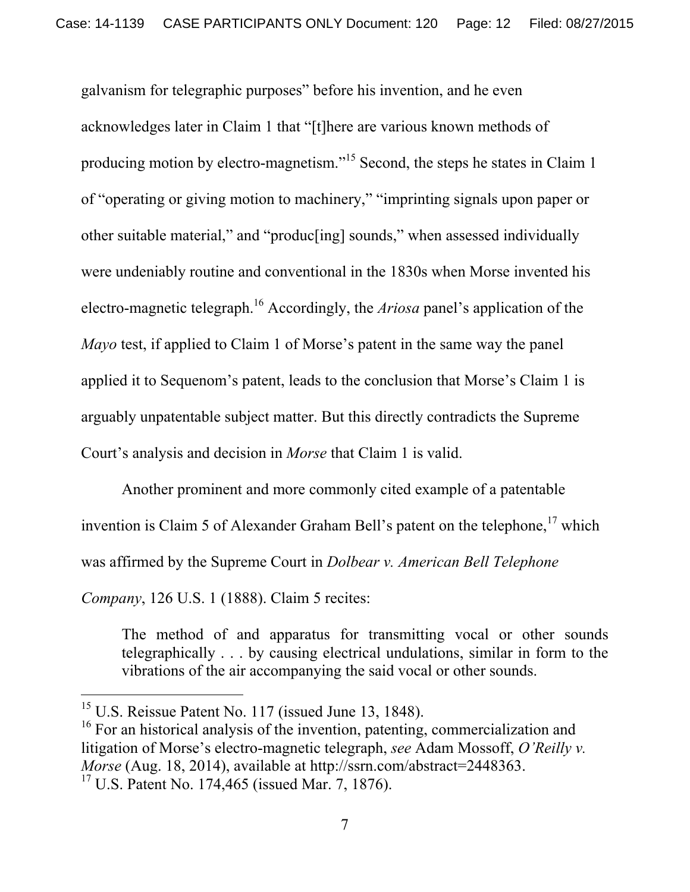galvanism for telegraphic purposes" before his invention, and he even acknowledges later in Claim 1 that "[t]here are various known methods of producing motion by electro-magnetism."[15] Second, the steps he states in Claim 1 of "operating or giving motion to machinery," "imprinting signals upon paper or other suitable material," and "produc[ing] sounds," when assessed individually were undeniably routine and conventional in the 1830s when Morse invented his electro-magnetic telegraph.[16] Accordingly, the *Ariosa* panel's application of the *Mayo* test, if applied to Claim 1 of Morse's patent in the same way the panel applied it to Sequenom's patent, leads to the conclusion that Morse's Claim 1 is arguably unpatentable subject matter. But this directly contradicts the Supreme Court's analysis and decision in *Morse* that Claim 1 is valid.

Another prominent and more commonly cited example of a patentable invention is Claim 5 of Alexander Graham Bell's patent on the telephone,[17] which was affirmed by the Supreme Court in *Dolbear v. American Bell Telephone Company*, 126 U.S. 1 (1888). Claim 5 recites:

> The method of and apparatus for transmitting vocal or other sounds telegraphically . . . by causing electrical undulations, similar in form to the vibrations of the air accompanying the said vocal or other sounds.

---

[15] U.S. Reissue Patent No. 117 (issued June 13, 1848).

[16] For an historical analysis of the invention, patenting, commercialization and litigation of Morse's electro-magnetic telegraph, *see* Adam Mossoff, *O'Reilly v. Morse* (Aug. 18, 2014), available at http://ssrn.com/abstract=2448363.

[17] U.S. Patent No. 174,465 (issued Mar. 7, 1876).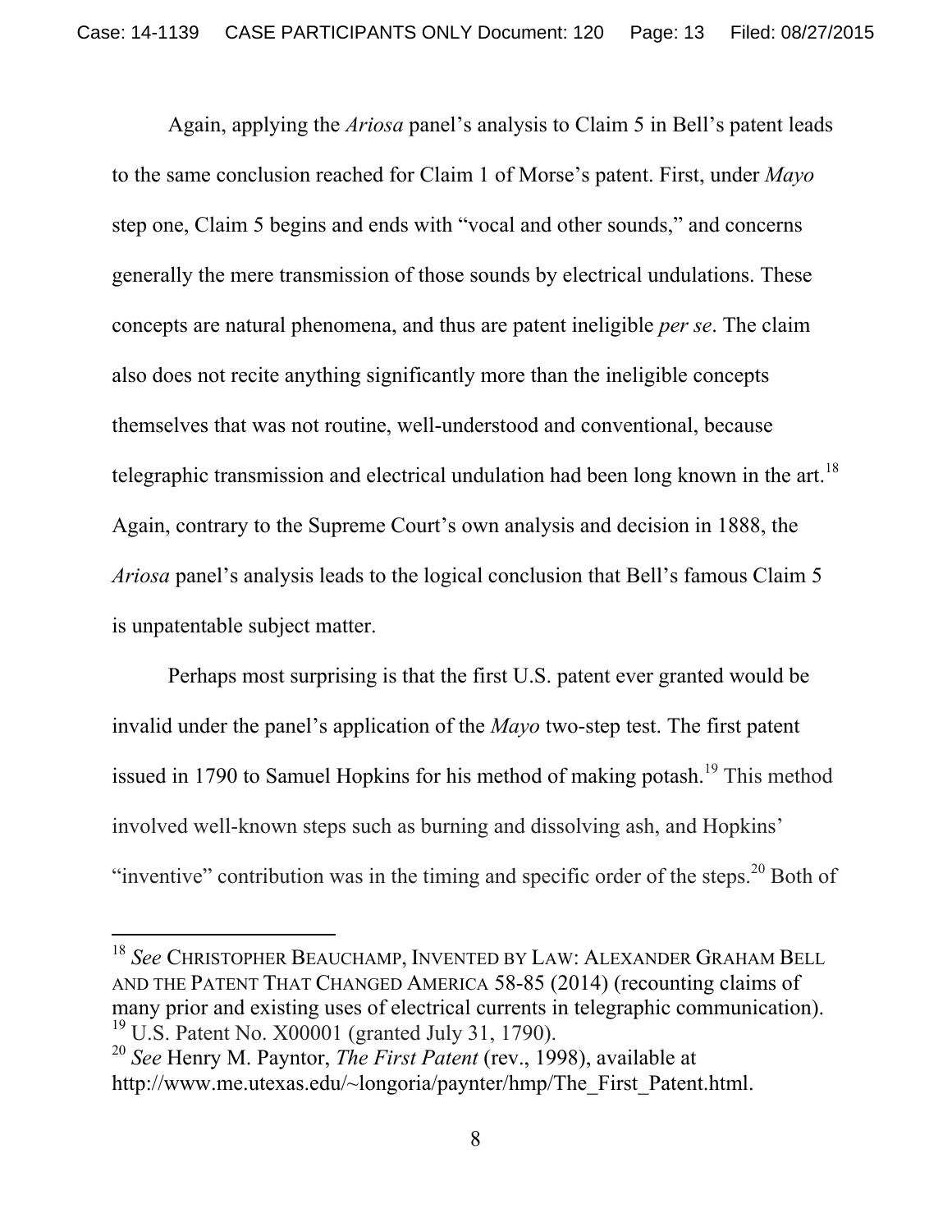Again, applying the *Ariosa* panel's analysis to Claim 5 in Bell's patent leads to the same conclusion reached for Claim 1 of Morse's patent. First, under *Mayo* step one, Claim 5 begins and ends with "vocal and other sounds," and concerns generally the mere transmission of those sounds by electrical undulations. These concepts are natural phenomena, and thus are patent ineligible *per se*. The claim also does not recite anything significantly more than the ineligible concepts themselves that was not routine, well-understood and conventional, because telegraphic transmission and electrical undulation had been long known in the art.[18] Again, contrary to the Supreme Court's own analysis and decision in 1888, the *Ariosa* panel's analysis leads to the logical conclusion that Bell's famous Claim 5 is unpatentable subject matter.

Perhaps most surprising is that the first U.S. patent ever granted would be invalid under the panel's application of the *Mayo* two-step test. The first patent issued in 1790 to Samuel Hopkins for his method of making potash.[19] This method involved well-known steps such as burning and dissolving ash, and Hopkins' "inventive" contribution was in the timing and specific order of the steps.[20] Both of

---

[18] *See* CHRISTOPHER BEAUCHAMP, INVENTED BY LAW: ALEXANDER GRAHAM BELL AND THE PATENT THAT CHANGED AMERICA 58-85 (2014) (recounting claims of many prior and existing uses of electrical currents in telegraphic communication).

[19] U.S. Patent No. X00001 (granted July 31, 1790).

[20] *See* Henry M. Payntor, *The First Patent* (rev., 1998), available at http://www.me.utexas.edu/~longoria/paynter/hmp/The_First_Patent.html.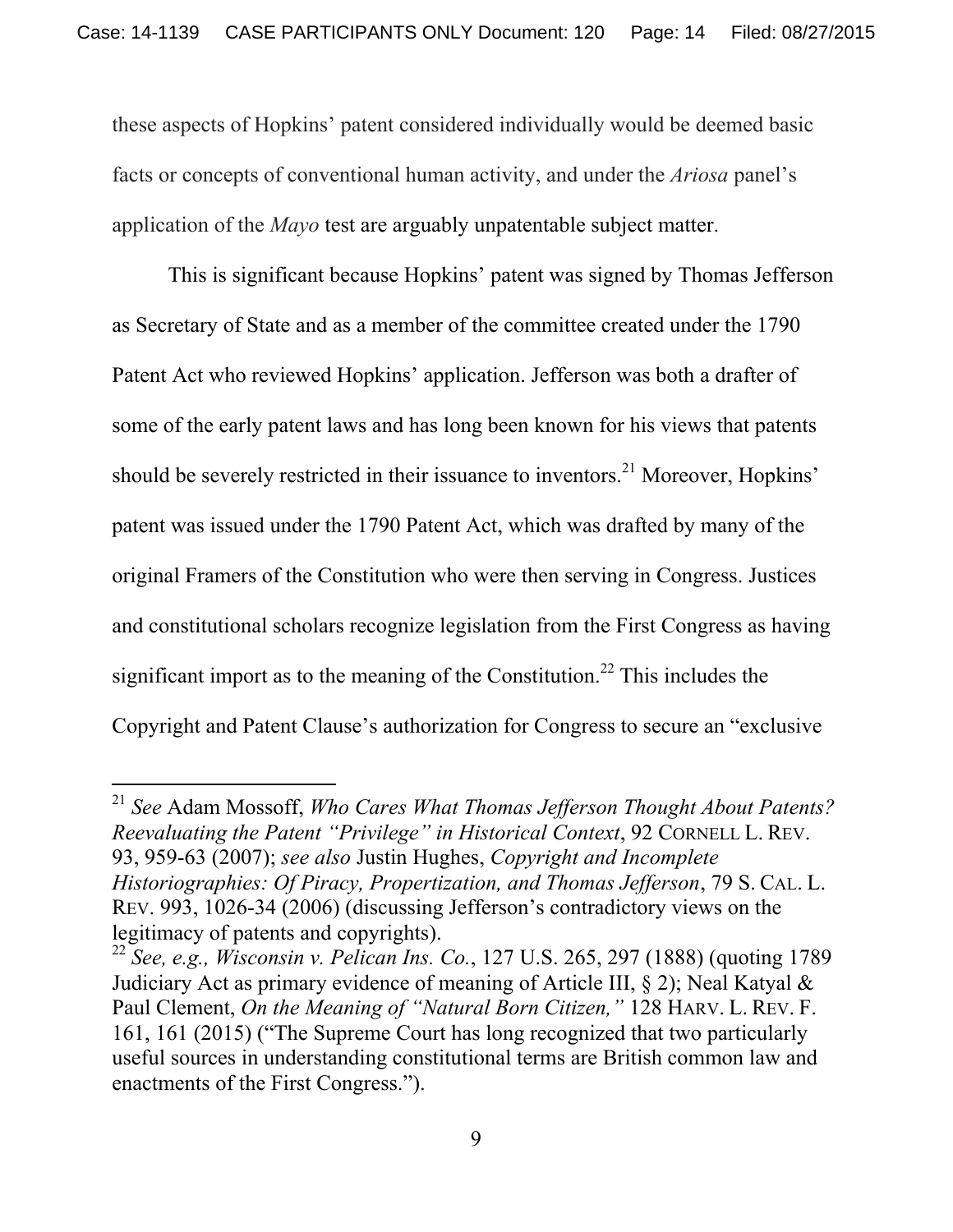these aspects of Hopkins' patent considered individually would be deemed basic facts or concepts of conventional human activity, and under the *Ariosa* panel's application of the *Mayo* test are arguably unpatentable subject matter.

This is significant because Hopkins' patent was signed by Thomas Jefferson as Secretary of State and as a member of the committee created under the 1790 Patent Act who reviewed Hopkins' application. Jefferson was both a drafter of some of the early patent laws and has long been known for his views that patents should be severely restricted in their issuance to inventors.[21] Moreover, Hopkins' patent was issued under the 1790 Patent Act, which was drafted by many of the original Framers of the Constitution who were then serving in Congress. Justices and constitutional scholars recognize legislation from the First Congress as having significant import as to the meaning of the Constitution.[22] This includes the Copyright and Patent Clause's authorization for Congress to secure an "exclusive

---

[21] *See* Adam Mossoff, *Who Cares What Thomas Jefferson Thought About Patents? Reevaluating the Patent "Privilege" in Historical Context*, 92 CORNELL L. REV. 93, 959-63 (2007); *see also* Justin Hughes, *Copyright and Incomplete Historiographies: Of Piracy, Propertization, and Thomas Jefferson*, 79 S. CAL. L. REV. 993, 1026-34 (2006) (discussing Jefferson's contradictory views on the legitimacy of patents and copyrights).

[22] *See, e.g., Wisconsin v. Pelican Ins. Co.*, 127 U.S. 265, 297 (1888) (quoting 1789 Judiciary Act as primary evidence of meaning of Article III, § 2); Neal Katyal & Paul Clement, *On the Meaning of "Natural Born Citizen,"* 128 HARV. L. REV. F. 161, 161 (2015) ("The Supreme Court has long recognized that two particularly useful sources in understanding constitutional terms are British common law and enactments of the First Congress.").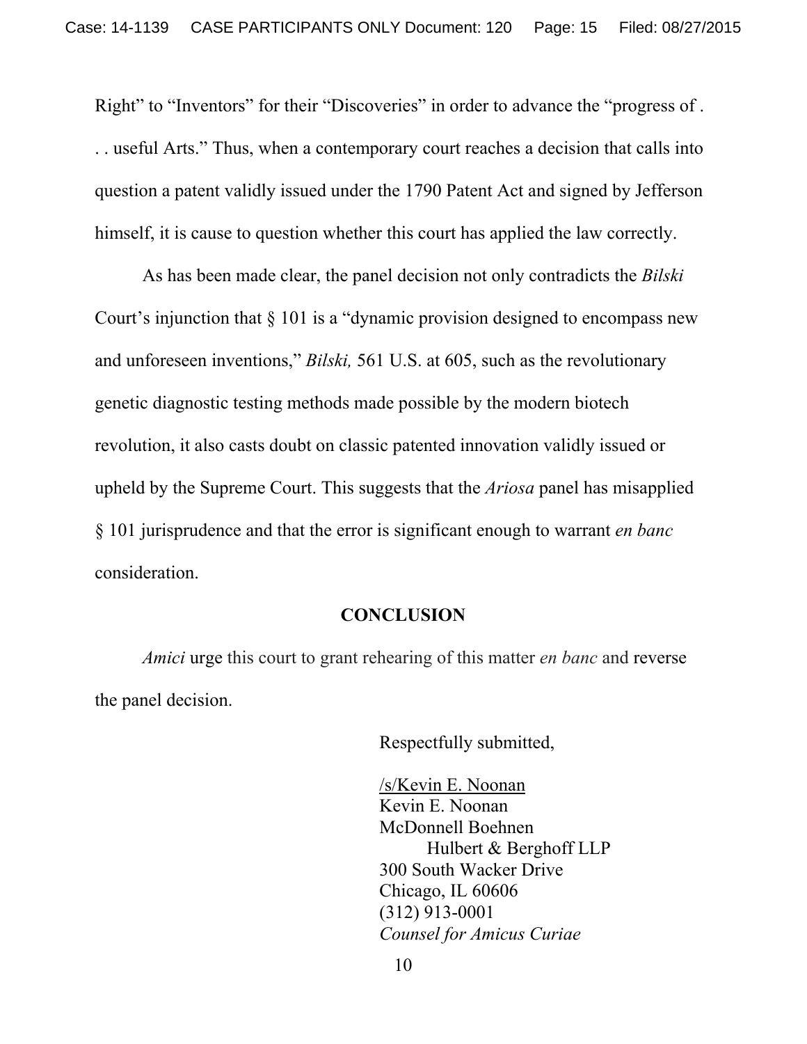Right" to "Inventors" for their "Discoveries" in order to advance the "progress of . . . useful Arts." Thus, when a contemporary court reaches a decision that calls into question a patent validly issued under the 1790 Patent Act and signed by Jefferson himself, it is cause to question whether this court has applied the law correctly.

As has been made clear, the panel decision not only contradicts the *Bilski* Court's injunction that § 101 is a "dynamic provision designed to encompass new and unforeseen inventions," *Bilski,* 561 U.S. at 605, such as the revolutionary genetic diagnostic testing methods made possible by the modern biotech revolution, it also casts doubt on classic patented innovation validly issued or upheld by the Supreme Court. This suggests that the *Ariosa* panel has misapplied § 101 jurisprudence and that the error is significant enough to warrant *en banc* consideration.

**CONCLUSION**

*Amici* urge this court to grant rehearing of this matter *en banc* and reverse the panel decision.

Respectfully submitted,

/s/Kevin E. Noonan
Kevin E. Noonan
McDonnell Boehnen
Hulbert & Berghoff LLP
300 South Wacker Drive
Chicago, IL 60606
(312) 913-0001
*Counsel for Amicus Curiae*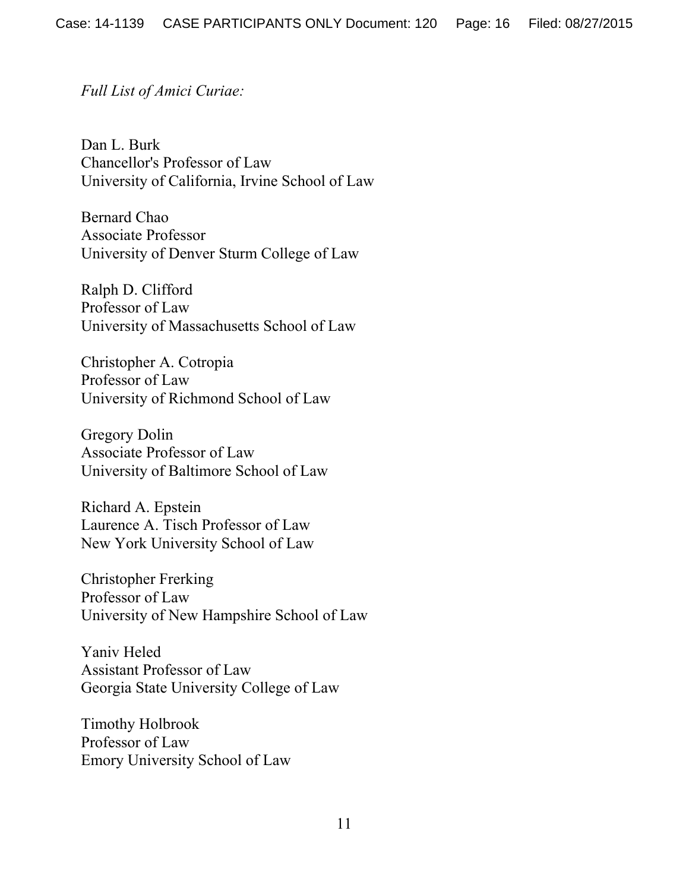*Full List of Amici Curiae:*

Dan L. Burk
Chancellor's Professor of Law
University of California, Irvine School of Law

Bernard Chao
Associate Professor
University of Denver Sturm College of Law

Ralph D. Clifford
Professor of Law
University of Massachusetts School of Law

Christopher A. Cotropia
Professor of Law
University of Richmond School of Law

Gregory Dolin
Associate Professor of Law
University of Baltimore School of Law

Richard A. Epstein
Laurence A. Tisch Professor of Law
New York University School of Law

Christopher Frerking
Professor of Law
University of New Hampshire School of Law

Yaniv Heled
Assistant Professor of Law
Georgia State University College of Law

Timothy Holbrook
Professor of Law
Emory University School of Law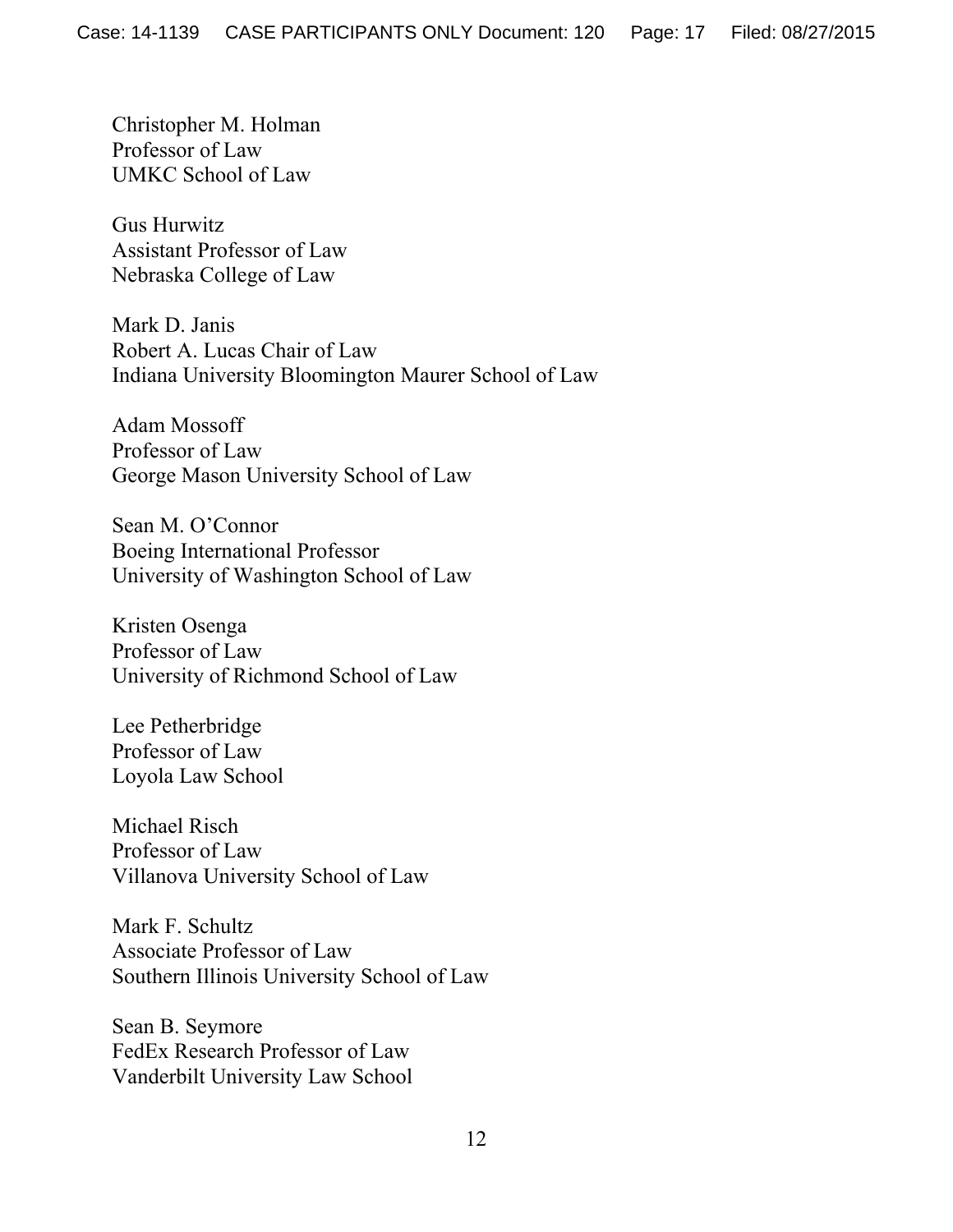Christopher M. Holman
Professor of Law
UMKC School of Law

Gus Hurwitz
Assistant Professor of Law
Nebraska College of Law

Mark D. Janis
Robert A. Lucas Chair of Law
Indiana University Bloomington Maurer School of Law

Adam Mossoff
Professor of Law
George Mason University School of Law

Sean M. O'Connor
Boeing International Professor
University of Washington School of Law

Kristen Osenga
Professor of Law
University of Richmond School of Law

Lee Petherbridge
Professor of Law
Loyola Law School

Michael Risch
Professor of Law
Villanova University School of Law

Mark F. Schultz
Associate Professor of Law
Southern Illinois University School of Law

Sean B. Seymore
FedEx Research Professor of Law
Vanderbilt University Law School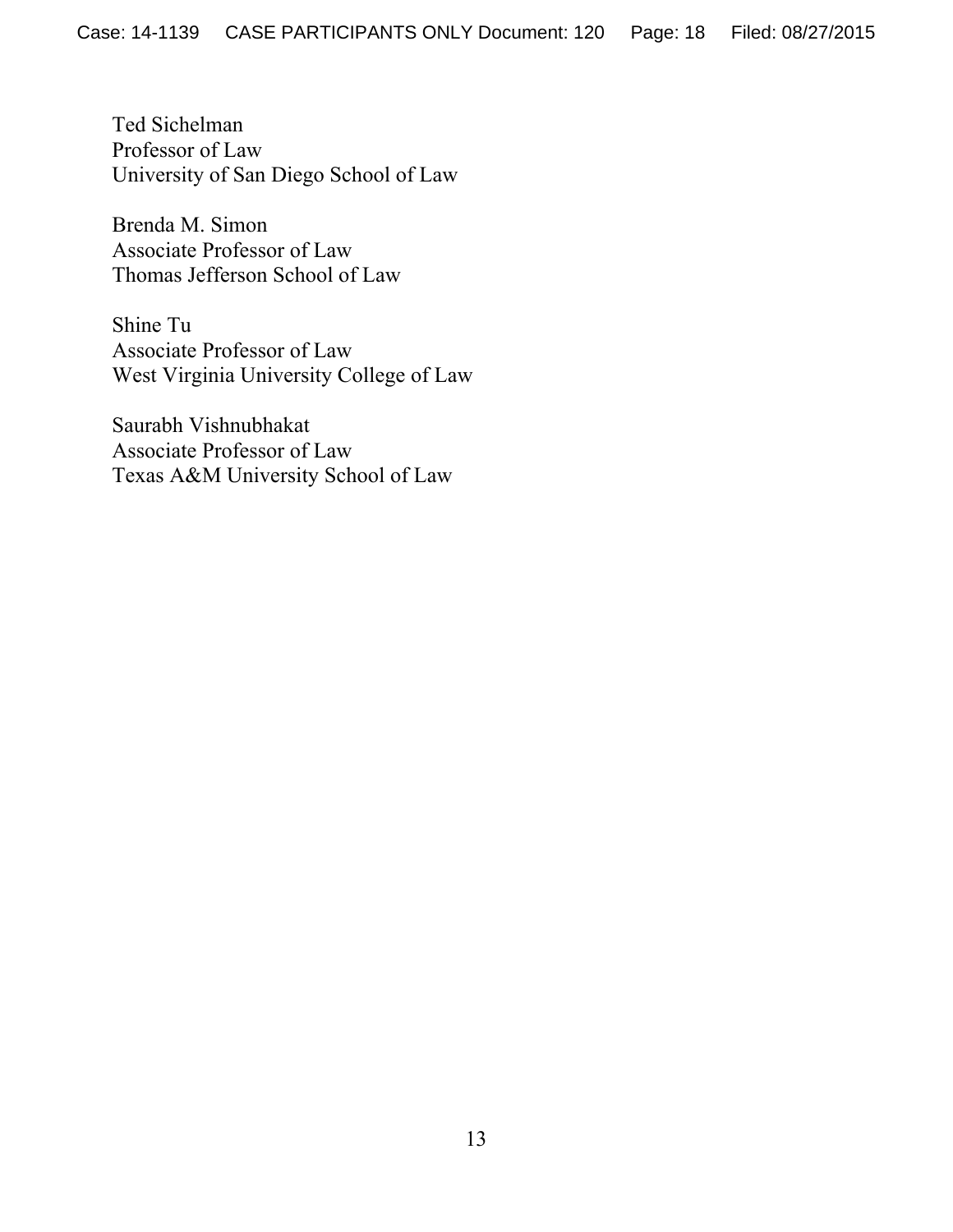Ted Sichelman
Professor of Law
University of San Diego School of Law

Brenda M. Simon
Associate Professor of Law
Thomas Jefferson School of Law

Shine Tu
Associate Professor of Law
West Virginia University College of Law

Saurabh Vishnubhakat
Associate Professor of Law
Texas A&M University School of Law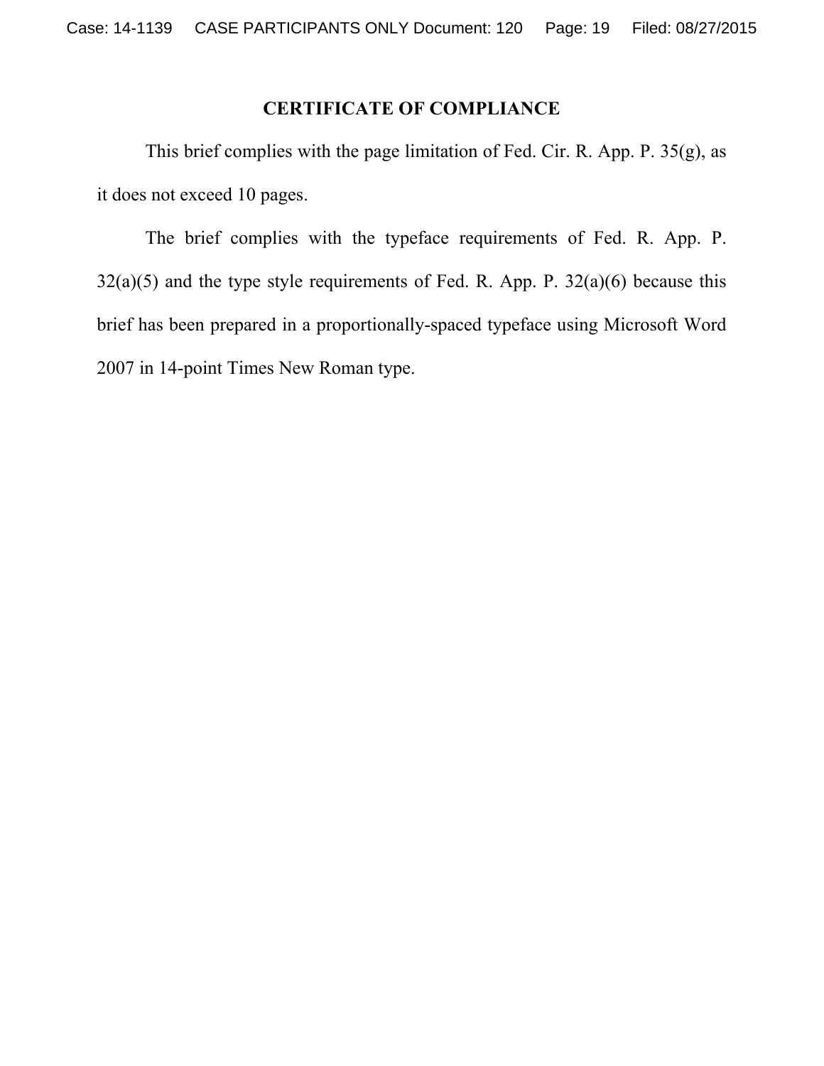## CERTIFICATE OF COMPLIANCE

This brief complies with the page limitation of Fed. Cir. R. App. P. 35(g), as it does not exceed 10 pages.

The brief complies with the typeface requirements of Fed. R. App. P. 32(a)(5) and the type style requirements of Fed. R. App. P. 32(a)(6) because this brief has been prepared in a proportionally-spaced typeface using Microsoft Word 2007 in 14-point Times New Roman type.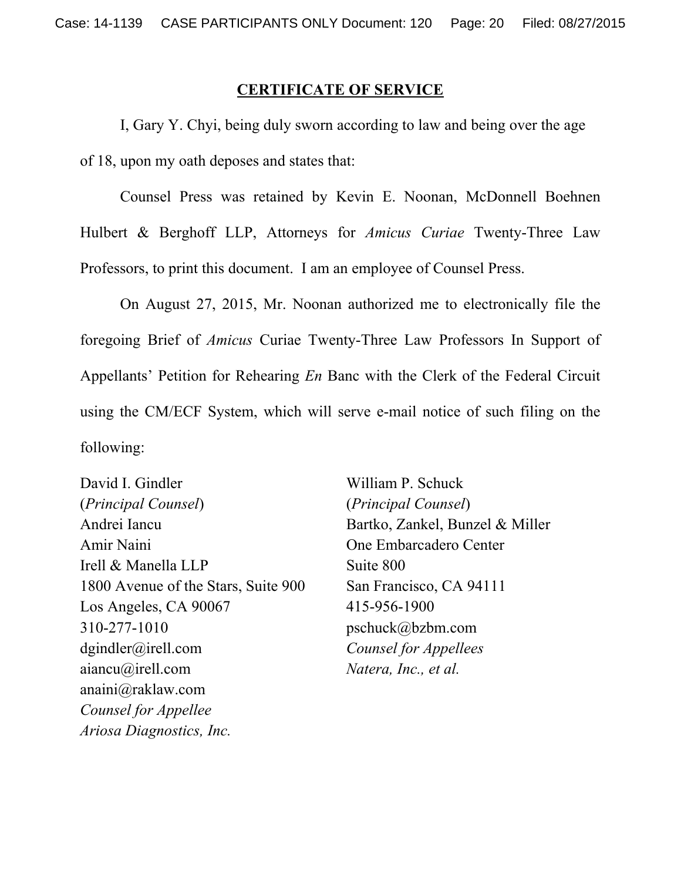## CERTIFICATE OF SERVICE

I, Gary Y. Chyi, being duly sworn according to law and being over the age of 18, upon my oath deposes and states that:

Counsel Press was retained by Kevin E. Noonan, McDonnell Boehnen Hulbert & Berghoff LLP, Attorneys for *Amicus Curiae* Twenty-Three Law Professors, to print this document. I am an employee of Counsel Press.

On August 27, 2015, Mr. Noonan authorized me to electronically file the foregoing Brief of *Amicus* Curiae Twenty-Three Law Professors In Support of Appellants' Petition for Rehearing *En* Banc with the Clerk of the Federal Circuit using the CM/ECF System, which will serve e-mail notice of such filing on the following:

David I. Gindler
(*Principal Counsel*)
Andrei Iancu
Amir Naini
Irell & Manella LLP
1800 Avenue of the Stars, Suite 900
Los Angeles, CA 90067
310-277-1010
dgindler@irell.com
aiancu@irell.com
anaini@raklaw.com
*Counsel for Appellee*
*Ariosa Diagnostics, Inc.*

William P. Schuck
(*Principal Counsel*)
Bartko, Zankel, Bunzel & Miller
One Embarcadero Center
Suite 800
San Francisco, CA 94111
415-956-1900
pschuck@bzbm.com
*Counsel for Appellees*
*Natera, Inc., et al.*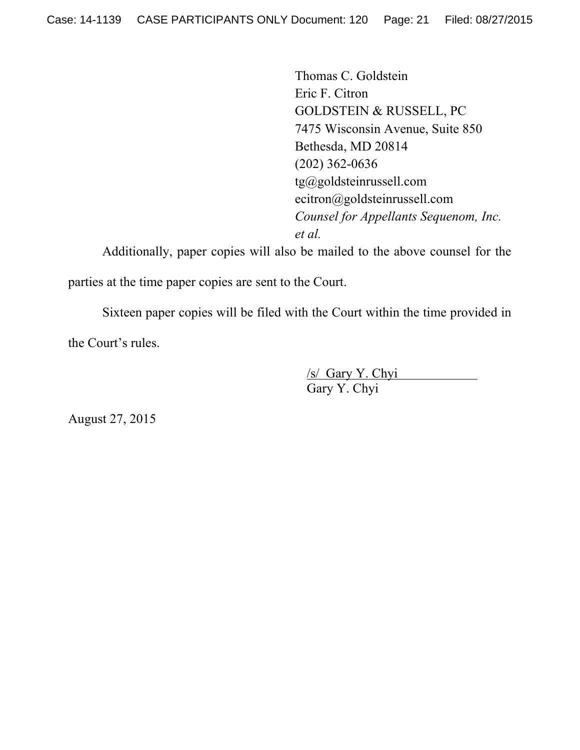Thomas C. Goldstein
Eric F. Citron
GOLDSTEIN & RUSSELL, PC
7475 Wisconsin Avenue, Suite 850
Bethesda, MD 20814
(202) 362-0636
tg@goldsteinrussell.com
ecitron@goldsteinrussell.com
*Counsel for Appellants Sequenom, Inc. et al.*

Additionally, paper copies will also be mailed to the above counsel for the parties at the time paper copies are sent to the Court.

Sixteen paper copies will be filed with the Court within the time provided in the Court's rules.

/s/ Gary Y. Chyi
Gary Y. Chyi

August 27, 2015